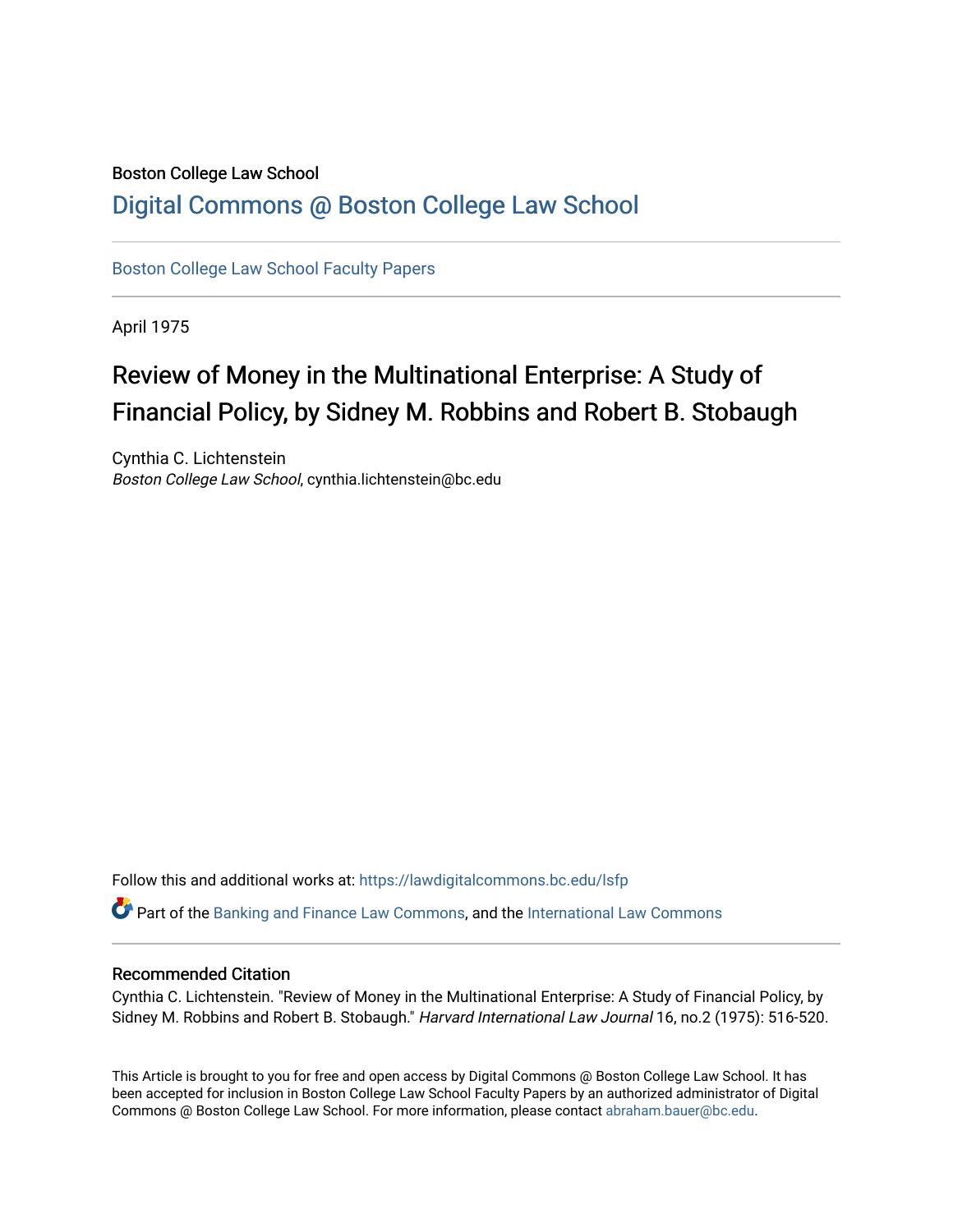Boston College Law School

# Digital Commons @ Boston College Law School

Boston College Law School Faculty Papers

April 1975

## Review of Money in the Multinational Enterprise: A Study of Financial Policy, by Sidney M. Robbins and Robert B. Stobaugh

Cynthia C. Lichtenstein
*Boston College Law School*, cynthia.lichtenstein@bc.edu

Follow this and additional works at: https://lawdigitalcommons.bc.edu/lsfp

Part of the Banking and Finance Law Commons, and the International Law Commons

### Recommended Citation

Cynthia C. Lichtenstein. "Review of Money in the Multinational Enterprise: A Study of Financial Policy, by Sidney M. Robbins and Robert B. Stobaugh." *Harvard International Law Journal* 16, no.2 (1975): 516-520.

This Article is brought to you for free and open access by Digital Commons @ Boston College Law School. It has been accepted for inclusion in Boston College Law School Faculty Papers by an authorized administrator of Digital Commons @ Boston College Law School. For more information, please contact abraham.bauer@bc.edu.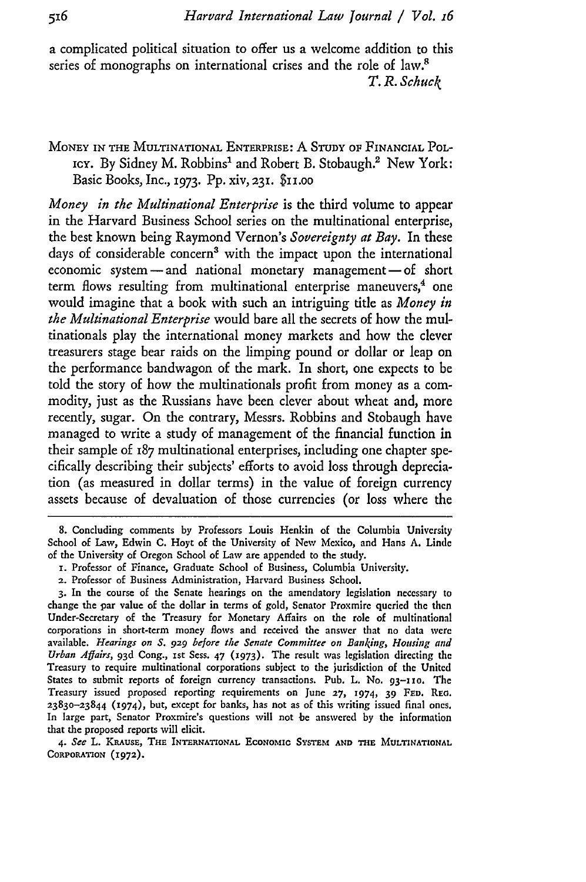a complicated political situation to offer us a welcome addition to this series of monographs on international crises and the role of law.[8]

*T. R. Schuck*

MONEY IN THE MULTINATIONAL ENTERPRISE: A STUDY OF FINANCIAL POLICY. By Sidney M. Robbins[1] and Robert B. Stobaugh.[2] New York: Basic Books, Inc., 1973. Pp. xiv, 231. $11.00

*Money in the Multinational Enterprise* is the third volume to appear in the Harvard Business School series on the multinational enterprise, the best known being Raymond Vernon's *Sovereignty at Bay*. In these days of considerable concern[3] with the impact upon the international economic system — and national monetary management — of short term flows resulting from multinational enterprise maneuvers,[4] one would imagine that a book with such an intriguing title as *Money in the Multinational Enterprise* would bare all the secrets of how the multinationals play the international money markets and how the clever treasurers stage bear raids on the limping pound or dollar or leap on the performance bandwagon of the mark. In short, one expects to be told the story of how the multinationals profit from money as a commodity, just as the Russians have been clever about wheat and, more recently, sugar. On the contrary, Messrs. Robbins and Stobaugh have managed to write a study of management of the financial function in their sample of 187 multinational enterprises, including one chapter specifically describing their subjects' efforts to avoid loss through depreciation (as measured in dollar terms) in the value of foreign currency assets because of devaluation of those currencies (or loss where the

---

8. Concluding comments by Professors Louis Henkin of the Columbia University School of Law, Edwin C. Hoyt of the University of New Mexico, and Hans A. Linde of the University of Oregon School of Law are appended to the study.

1. Professor of Finance, Graduate School of Business, Columbia University.

2. Professor of Business Administration, Harvard Business School.

3. In the course of the Senate hearings on the amendatory legislation necessary to change the par value of the dollar in terms of gold, Senator Proxmire queried the then Under-Secretary of the Treasury for Monetary Affairs on the role of multinational corporations in short-term money flows and received the answer that no data were available. *Hearings on S. 929 before the Senate Committee on Banking, Housing and Urban Affairs*, 93d Cong., 1st Sess. 47 (1973). The result was legislation directing the Treasury to require multinational corporations subject to the jurisdiction of the United States to submit reports of foreign currency transactions. Pub. L. No. 93–110. The Treasury issued proposed reporting requirements on June 27, 1974, 39 FED. REG. 23830–23844 (1974), but, except for banks, has not as of this writing issued final ones. In large part, Senator Proxmire's questions will not be answered by the information that the proposed reports will elicit.

4. *See* L. KRAUSE, THE INTERNATIONAL ECONOMIC SYSTEM AND THE MULTINATIONAL CORPORATION (1972).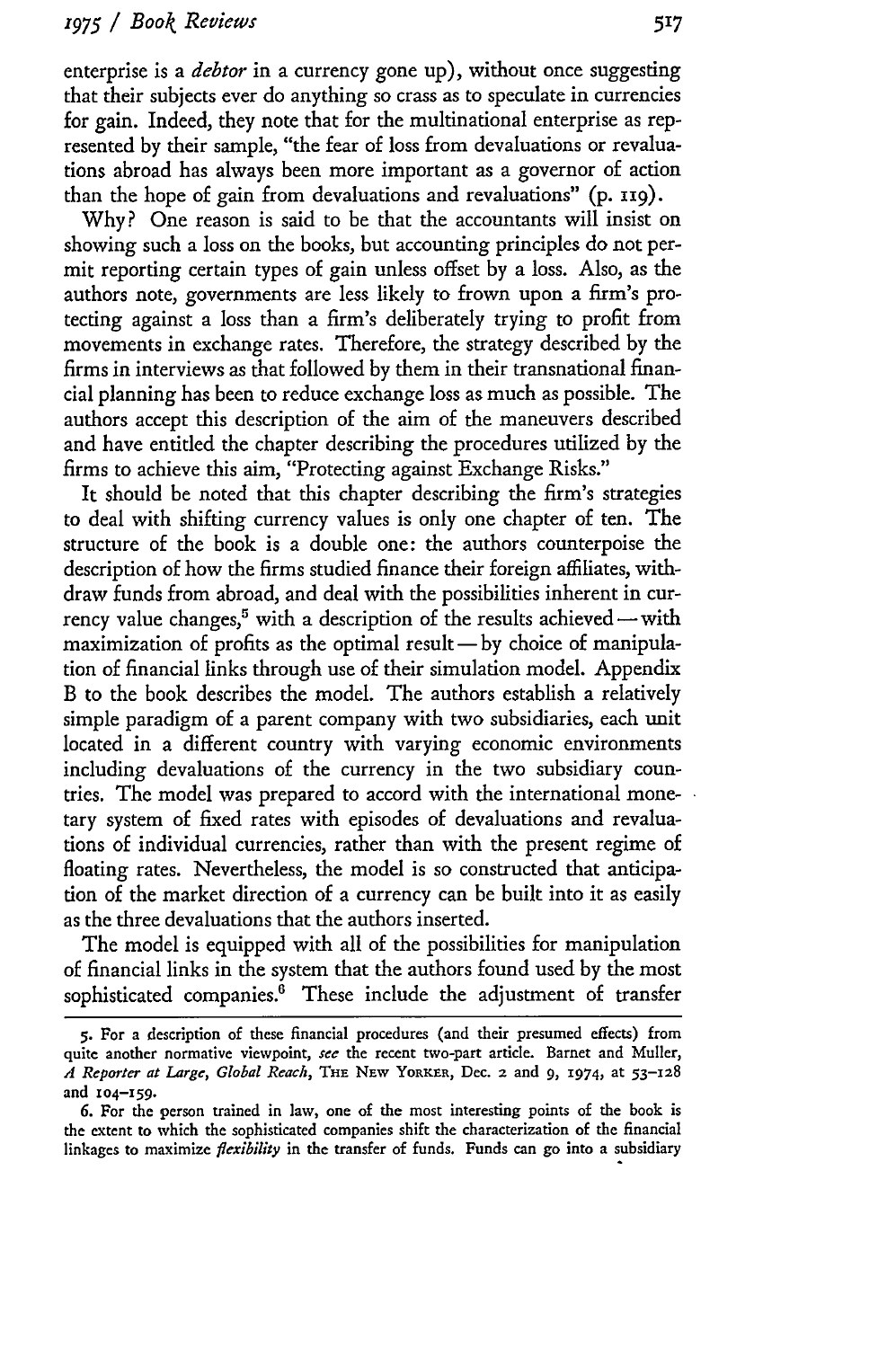enterprise is a *debtor* in a currency gone up), without once suggesting that their subjects ever do anything so crass as to speculate in currencies for gain. Indeed, they note that for the multinational enterprise as represented by their sample, "the fear of loss from devaluations or revaluations abroad has always been more important as a governor of action than the hope of gain from devaluations and revaluations" (p. 119).

Why? One reason is said to be that the accountants will insist on showing such a loss on the books, but accounting principles do not permit reporting certain types of gain unless offset by a loss. Also, as the authors note, governments are less likely to frown upon a firm's protecting against a loss than a firm's deliberately trying to profit from movements in exchange rates. Therefore, the strategy described by the firms in interviews as that followed by them in their transnational financial planning has been to reduce exchange loss as much as possible. The authors accept this description of the aim of the maneuvers described and have entitled the chapter describing the procedures utilized by the firms to achieve this aim, "Protecting against Exchange Risks."

It should be noted that this chapter describing the firm's strategies to deal with shifting currency values is only one chapter of ten. The structure of the book is a double one: the authors counterpoise the description of how the firms studied finance their foreign affiliates, withdraw funds from abroad, and deal with the possibilities inherent in currency value changes,[5] with a description of the results achieved — with maximization of profits as the optimal result — by choice of manipulation of financial links through use of their simulation model. Appendix B to the book describes the model. The authors establish a relatively simple paradigm of a parent company with two subsidiaries, each unit located in a different country with varying economic environments including devaluations of the currency in the two subsidiary countries. The model was prepared to accord with the international monetary system of fixed rates with episodes of devaluations and revaluations of individual currencies, rather than with the present regime of floating rates. Nevertheless, the model is so constructed that anticipation of the market direction of a currency can be built into it as easily as the three devaluations that the authors inserted.

The model is equipped with all of the possibilities for manipulation of financial links in the system that the authors found used by the most sophisticated companies.[6] These include the adjustment of transfer

5. For a description of these financial procedures (and their presumed effects) from quite another normative viewpoint, *see* the recent two-part article. Barnet and Muller, *A Reporter at Large, Global Reach*, THE NEW YORKER, Dec. 2 and 9, 1974, at 53–128 and 104–159.

6. For the person trained in law, one of the most interesting points of the book is the extent to which the sophisticated companies shift the characterization of the financial linkages to maximize *flexibility* in the transfer of funds. Funds can go into a subsidiary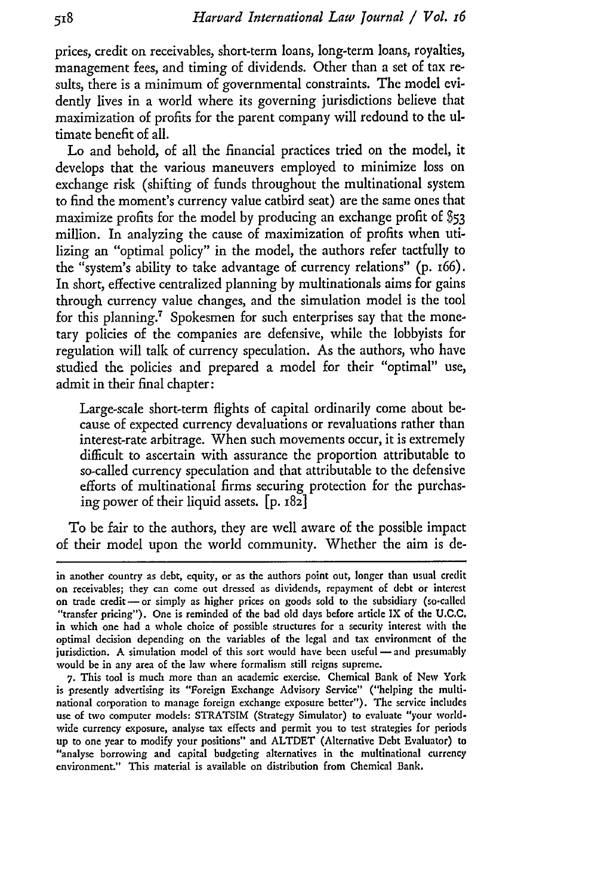prices, credit on receivables, short-term loans, long-term loans, royalties, management fees, and timing of dividends. Other than a set of tax results, there is a minimum of governmental constraints. The model evidently lives in a world where its governing jurisdictions believe that maximization of profits for the parent company will redound to the ultimate benefit of all.

Lo and behold, of all the financial practices tried on the model, it develops that the various maneuvers employed to minimize loss on exchange risk (shifting of funds throughout the multinational system to find the moment's currency value catbird seat) are the same ones that maximize profits for the model by producing an exchange profit of $53 million. In analyzing the cause of maximization of profits when utilizing an "optimal policy" in the model, the authors refer tactfully to the "system's ability to take advantage of currency relations" (p. 166). In short, effective centralized planning by multinationals aims for gains through currency value changes, and the simulation model is the tool for this planning.[7] Spokesmen for such enterprises say that the monetary policies of the companies are defensive, while the lobbyists for regulation will talk of currency speculation. As the authors, who have studied the policies and prepared a model for their "optimal" use, admit in their final chapter:

> Large-scale short-term flights of capital ordinarily come about because of expected currency devaluations or revaluations rather than interest-rate arbitrage. When such movements occur, it is extremely difficult to ascertain with assurance the proportion attributable to so-called currency speculation and that attributable to the defensive efforts of multinational firms securing protection for the purchasing power of their liquid assets. [p. 182]

To be fair to the authors, they are well aware of the possible impact of their model upon the world community. Whether the aim is de-

---

in another country as debt, equity, or as the authors point out, longer than usual credit on receivables; they can come out dressed as dividends, repayment of debt or interest on trade credit — or simply as higher prices on goods sold to the subsidiary (so-called "transfer pricing"). One is reminded of the bad old days before article IX of the U.C.C. in which one had a whole choice of possible structures for a security interest with the optimal decision depending on the variables of the legal and tax environment of the jurisdiction. A simulation model of this sort would have been useful — and presumably would be in any area of the law where formalism still reigns supreme.

7. This tool is much more than an academic exercise. Chemical Bank of New York is presently advertising its "Foreign Exchange Advisory Service" ("helping the multinational corporation to manage foreign exchange exposure better"). The service includes use of two computer models: STRATSIM (Strategy Simulator) to evaluate "your worldwide currency exposure, analyse tax effects and permit you to test strategies for periods up to one year to modify your positions" and ALTDET (Alternative Debt Evaluator) to "analyse borrowing and capital budgeting alternatives in the multinational currency environment." This material is available on distribution from Chemical Bank.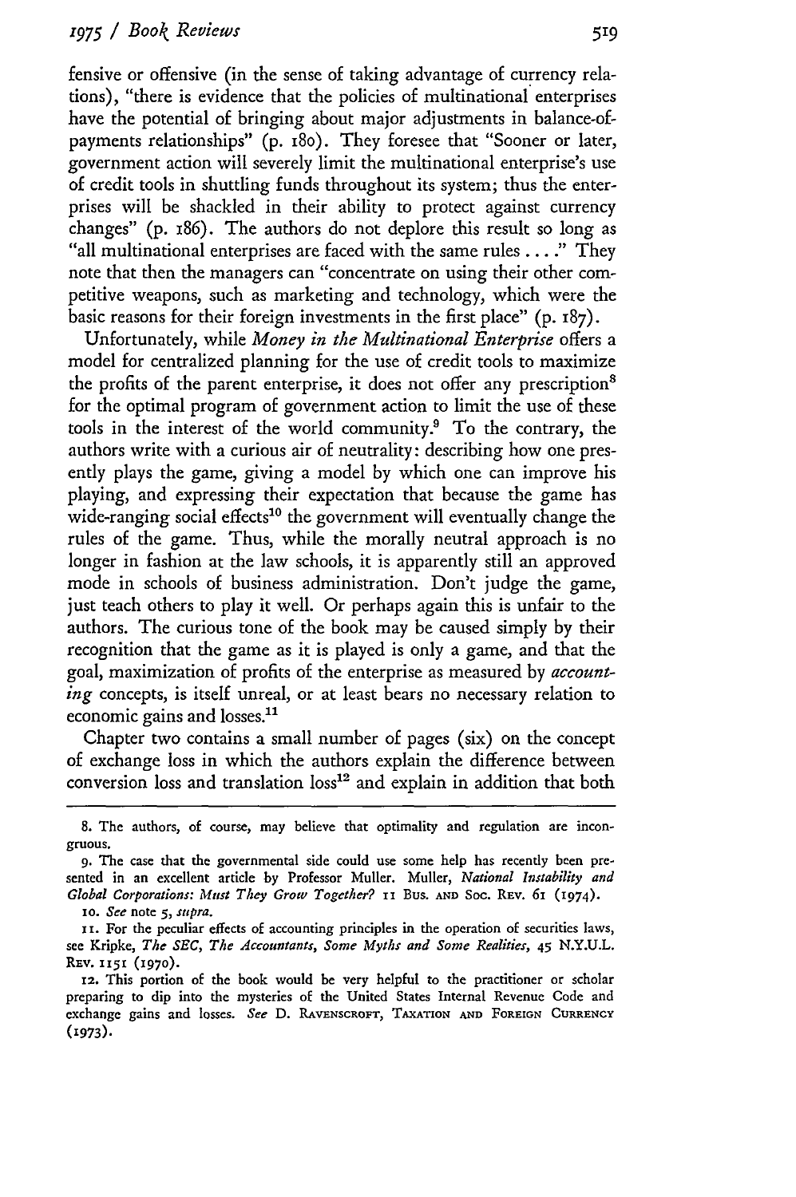fensive or offensive (in the sense of taking advantage of currency relations), "there is evidence that the policies of multinational enterprises have the potential of bringing about major adjustments in balance-of-payments relationships" (p. 180). They foresee that "Sooner or later, government action will severely limit the multinational enterprise's use of credit tools in shuttling funds throughout its system; thus the enterprises will be shackled in their ability to protect against currency changes" (p. 186). The authors do not deplore this result so long as "all multinational enterprises are faced with the same rules . . . ." They note that then the managers can "concentrate on using their other competitive weapons, such as marketing and technology, which were the basic reasons for their foreign investments in the first place" (p. 187).

Unfortunately, while *Money in the Multinational Enterprise* offers a model for centralized planning for the use of credit tools to maximize the profits of the parent enterprise, it does not offer any prescription[8] for the optimal program of government action to limit the use of these tools in the interest of the world community.[9] To the contrary, the authors write with a curious air of neutrality: describing how one presently plays the game, giving a model by which one can improve his playing, and expressing their expectation that because the game has wide-ranging social effects[10] the government will eventually change the rules of the game. Thus, while the morally neutral approach is no longer in fashion at the law schools, it is apparently still an approved mode in schools of business administration. Don't judge the game, just teach others to play it well. Or perhaps again this is unfair to the authors. The curious tone of the book may be caused simply by their recognition that the game as it is played is only a game, and that the goal, maximization of profits of the enterprise as measured by *accounting* concepts, is itself unreal, or at least bears no necessary relation to economic gains and losses.[11]

Chapter two contains a small number of pages (six) on the concept of exchange loss in which the authors explain the difference between conversion loss and translation loss[12] and explain in addition that both

---

8. The authors, of course, may believe that optimality and regulation are incongruous.

9. The case that the governmental side could use some help has recently been presented in an excellent article by Professor Muller. Muller, *National Instability and Global Corporations: Must They Grow Together?* 11 Bus. and Soc. Rev. 61 (1974).

10. *See* note 5, *supra.*

11. For the peculiar effects of accounting principles in the operation of securities laws, see Kripke, *The SEC, The Accountants, Some Myths and Some Realities*, 45 N.Y.U.L. Rev. 1151 (1970).

12. This portion of the book would be very helpful to the practitioner or scholar preparing to dip into the mysteries of the United States Internal Revenue Code and exchange gains and losses. *See* D. Ravenscroft, Taxation and Foreign Currency (1973).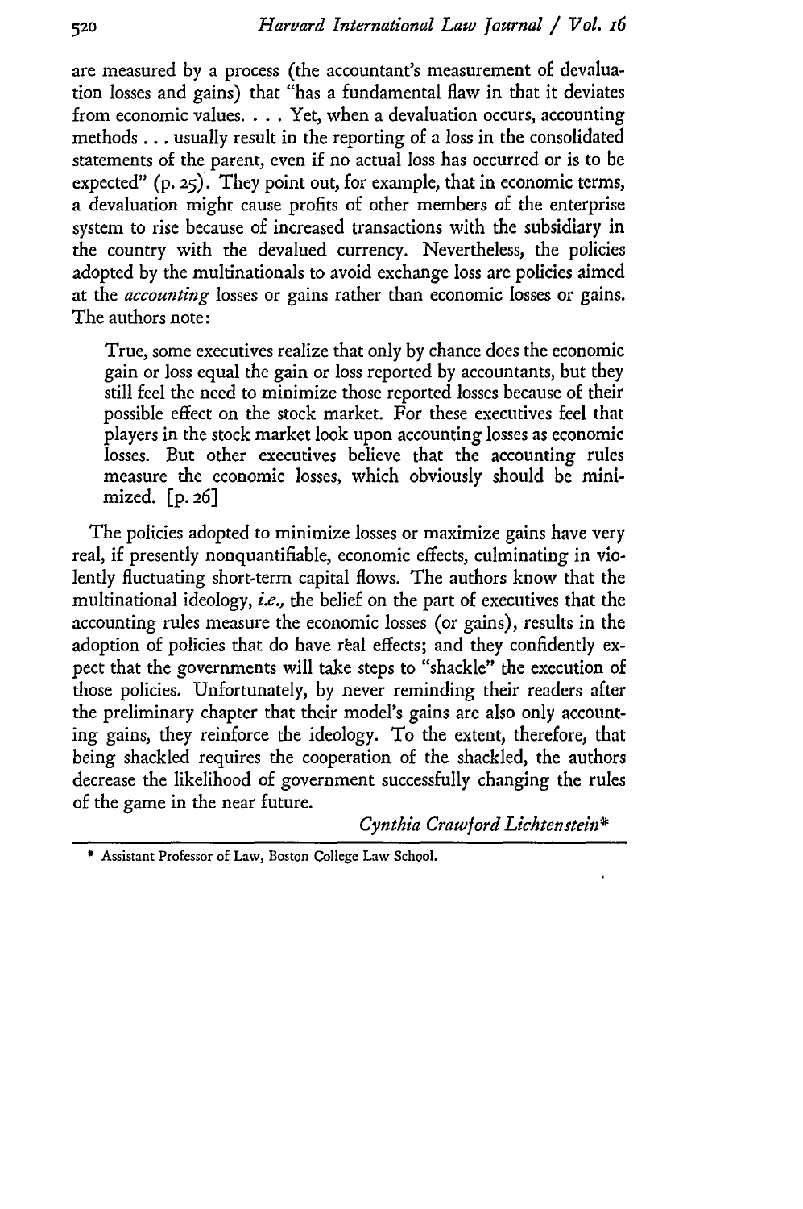are measured by a process (the accountant's measurement of devaluation losses and gains) that "has a fundamental flaw in that it deviates from economic values. . . . Yet, when a devaluation occurs, accounting methods . . . usually result in the reporting of a loss in the consolidated statements of the parent, even if no actual loss has occurred or is to be expected" (p. 25). They point out, for example, that in economic terms, a devaluation might cause profits of other members of the enterprise system to rise because of increased transactions with the subsidiary in the country with the devalued currency. Nevertheless, the policies adopted by the multinationals to avoid exchange loss are policies aimed at the *accounting* losses or gains rather than economic losses or gains. The authors note:

> True, some executives realize that only by chance does the economic gain or loss equal the gain or loss reported by accountants, but they still feel the need to minimize those reported losses because of their possible effect on the stock market. For these executives feel that players in the stock market look upon accounting losses as economic losses. But other executives believe that the accounting rules measure the economic losses, which obviously should be minimized. [p. 26]

The policies adopted to minimize losses or maximize gains have very real, if presently nonquantifiable, economic effects, culminating in violently fluctuating short-term capital flows. The authors know that the multinational ideology, *i.e.*, the belief on the part of executives that the accounting rules measure the economic losses (or gains), results in the adoption of policies that do have real effects; and they confidently expect that the governments will take steps to "shackle" the execution of those policies. Unfortunately, by never reminding their readers after the preliminary chapter that their model's gains are also only accounting gains, they reinforce the ideology. To the extent, therefore, that being shackled requires the cooperation of the shackled, the authors decrease the likelihood of government successfully changing the rules of the game in the near future.

*Cynthia Crawford Lichtenstein**

\* Assistant Professor of Law, Boston College Law School.